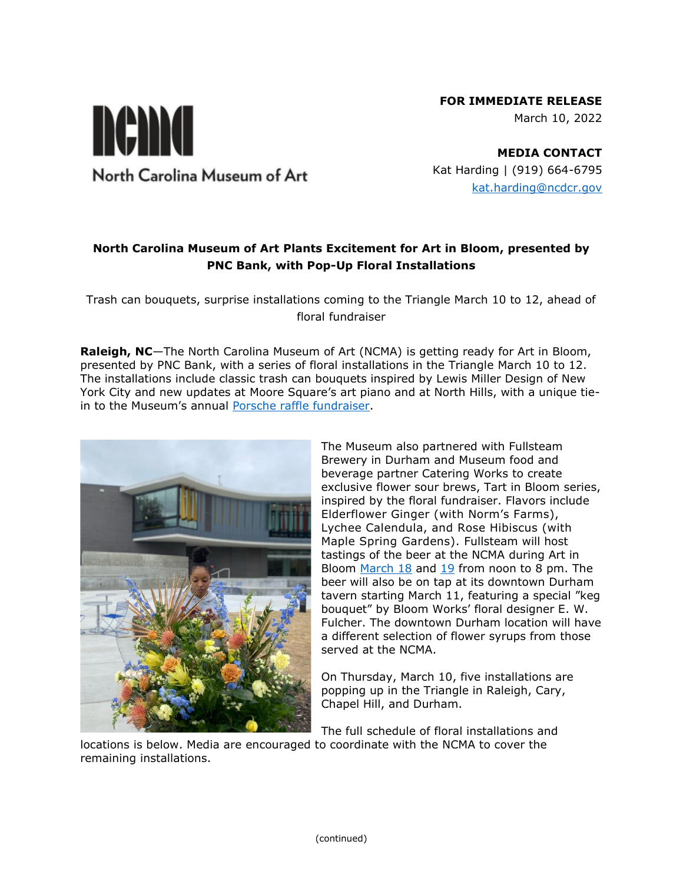North Carolina Museum of Art

**FOR IMMEDIATE RELEASE**
March 10, 2022

**MEDIA CONTACT**
Kat Harding | (919) 664-6795
kat.harding@ncdcr.gov

**North Carolina Museum of Art Plants Excitement for Art in Bloom, presented by PNC Bank, with Pop-Up Floral Installations**

Trash can bouquets, surprise installations coming to the Triangle March 10 to 12, ahead of floral fundraiser

**Raleigh, NC**—The North Carolina Museum of Art (NCMA) is getting ready for Art in Bloom, presented by PNC Bank, with a series of floral installations in the Triangle March 10 to 12. The installations include classic trash can bouquets inspired by Lewis Miller Design of New York City and new updates at Moore Square's art piano and at North Hills, with a unique tie-in to the Museum's annual Porsche raffle fundraiser.

The Museum also partnered with Fullsteam Brewery in Durham and Museum food and beverage partner Catering Works to create exclusive flower sour brews, Tart in Bloom series, inspired by the floral fundraiser. Flavors include Elderflower Ginger (with Norm's Farms), Lychee Calendula, and Rose Hibiscus (with Maple Spring Gardens). Fullsteam will host tastings of the beer at the NCMA during Art in Bloom March 18 and 19 from noon to 8 pm. The beer will also be on tap at its downtown Durham tavern starting March 11, featuring a special "keg bouquet" by Bloom Works' floral designer E. W. Fulcher. The downtown Durham location will have a different selection of flower syrups from those served at the NCMA.

On Thursday, March 10, five installations are popping up in the Triangle in Raleigh, Cary, Chapel Hill, and Durham.

The full schedule of floral installations and locations is below. Media are encouraged to coordinate with the NCMA to cover the remaining installations.

(continued)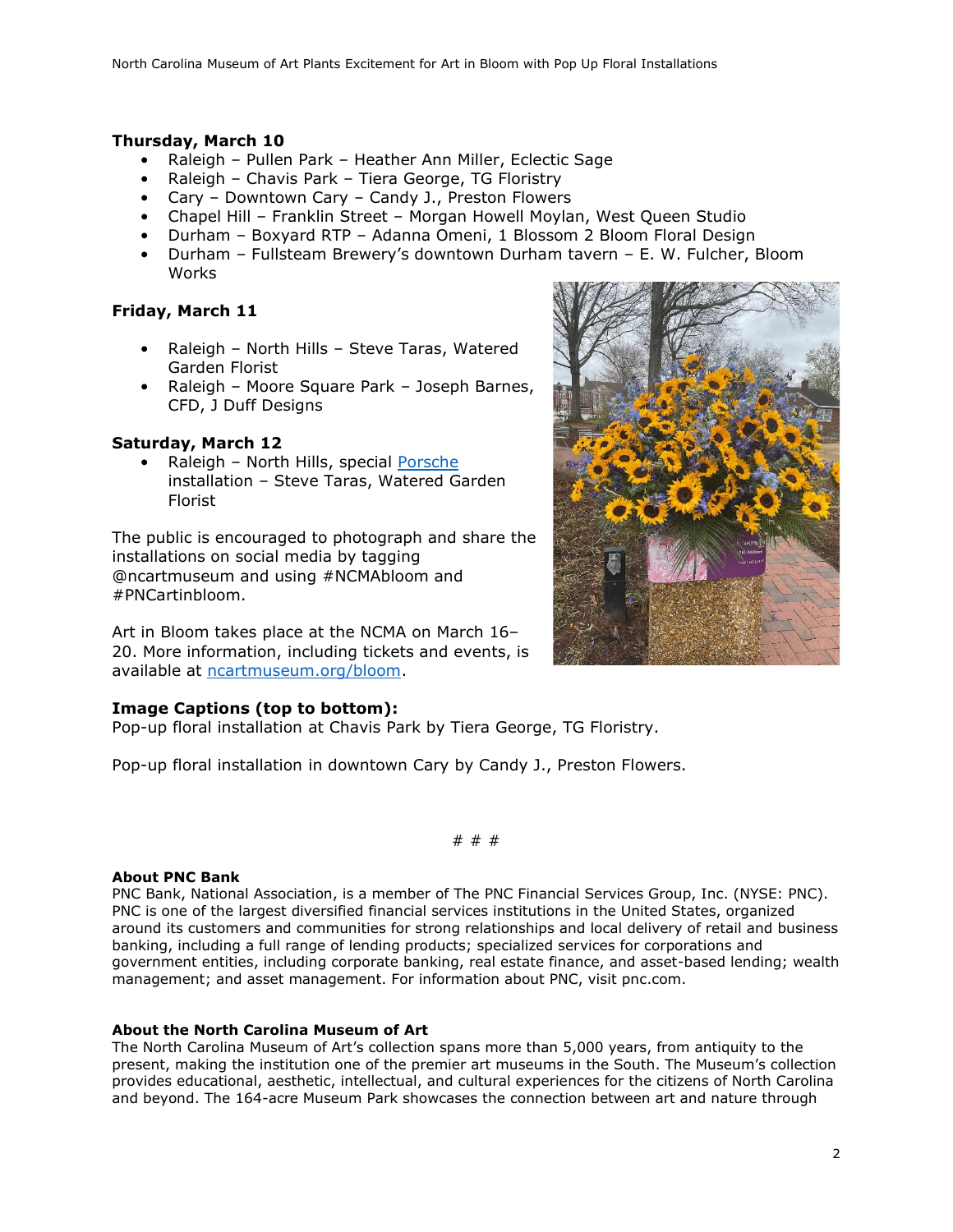**Thursday, March 10**

- Raleigh – Pullen Park – Heather Ann Miller, Eclectic Sage
- Raleigh – Chavis Park – Tiera George, TG Floristry
- Cary – Downtown Cary – Candy J., Preston Flowers
- Chapel Hill – Franklin Street – Morgan Howell Moylan, West Queen Studio
- Durham – Boxyard RTP – Adanna Omeni, 1 Blossom 2 Bloom Floral Design
- Durham – Fullsteam Brewery's downtown Durham tavern – E. W. Fulcher, Bloom Works

**Friday, March 11**

- Raleigh – North Hills – Steve Taras, Watered Garden Florist
- Raleigh – Moore Square Park – Joseph Barnes, CFD, J Duff Designs

**Saturday, March 12**

- Raleigh – North Hills, special Porsche installation – Steve Taras, Watered Garden Florist

The public is encouraged to photograph and share the installations on social media by tagging @ncartmuseum and using #NCMAbloom and #PNCartinbloom.

Art in Bloom takes place at the NCMA on March 16–20. More information, including tickets and events, is available at ncartmuseum.org/bloom.

**Image Captions (top to bottom):**

Pop-up floral installation at Chavis Park by Tiera George, TG Floristry.

Pop-up floral installation in downtown Cary by Candy J., Preston Flowers.

# # #

**About PNC Bank**

PNC Bank, National Association, is a member of The PNC Financial Services Group, Inc. (NYSE: PNC). PNC is one of the largest diversified financial services institutions in the United States, organized around its customers and communities for strong relationships and local delivery of retail and business banking, including a full range of lending products; specialized services for corporations and government entities, including corporate banking, real estate finance, and asset-based lending; wealth management; and asset management. For information about PNC, visit pnc.com.

**About the North Carolina Museum of Art**

The North Carolina Museum of Art's collection spans more than 5,000 years, from antiquity to the present, making the institution one of the premier art museums in the South. The Museum's collection provides educational, aesthetic, intellectual, and cultural experiences for the citizens of North Carolina and beyond. The 164-acre Museum Park showcases the connection between art and nature through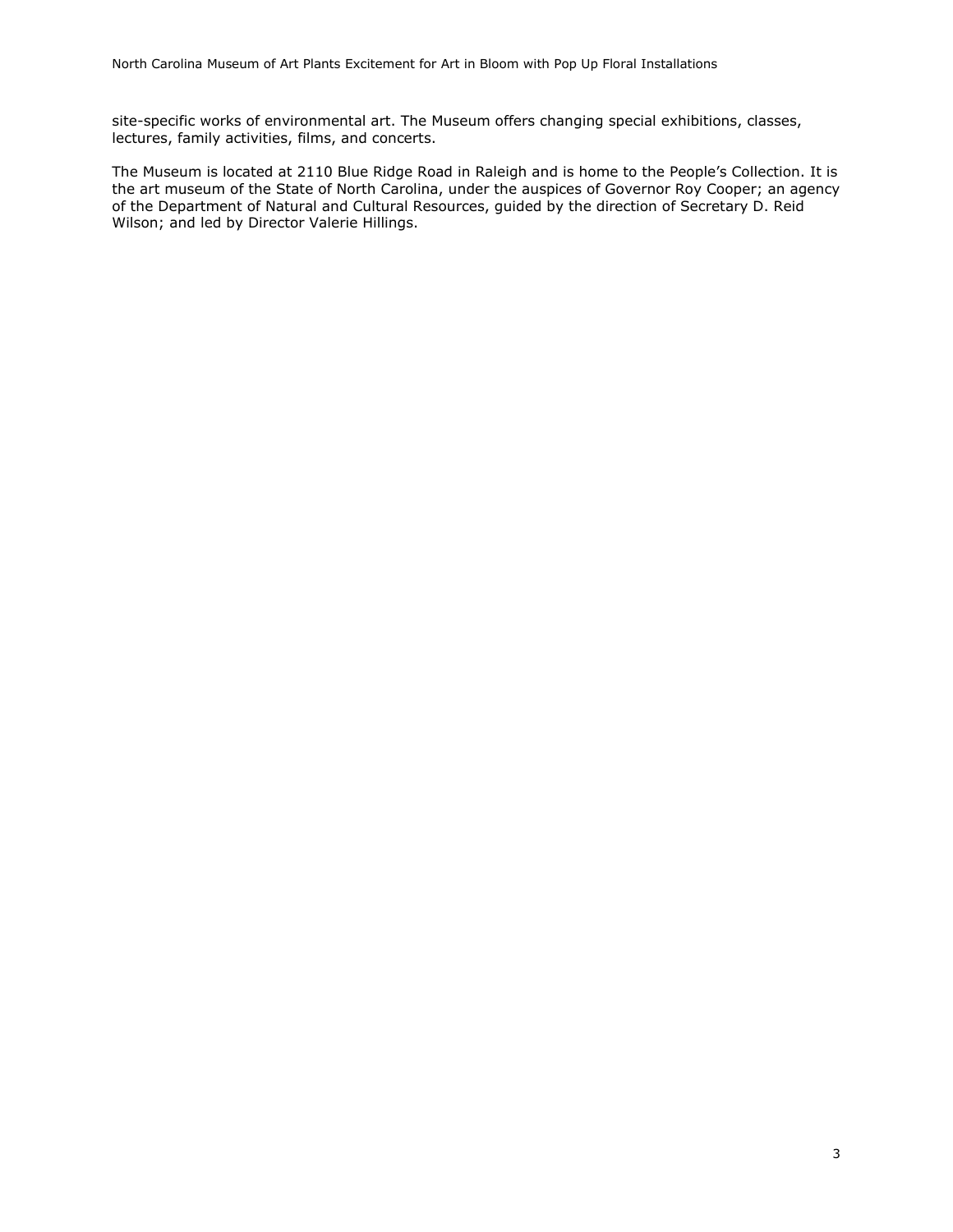site-specific works of environmental art. The Museum offers changing special exhibitions, classes, lectures, family activities, films, and concerts.

The Museum is located at 2110 Blue Ridge Road in Raleigh and is home to the People's Collection. It is the art museum of the State of North Carolina, under the auspices of Governor Roy Cooper; an agency of the Department of Natural and Cultural Resources, guided by the direction of Secretary D. Reid Wilson; and led by Director Valerie Hillings.